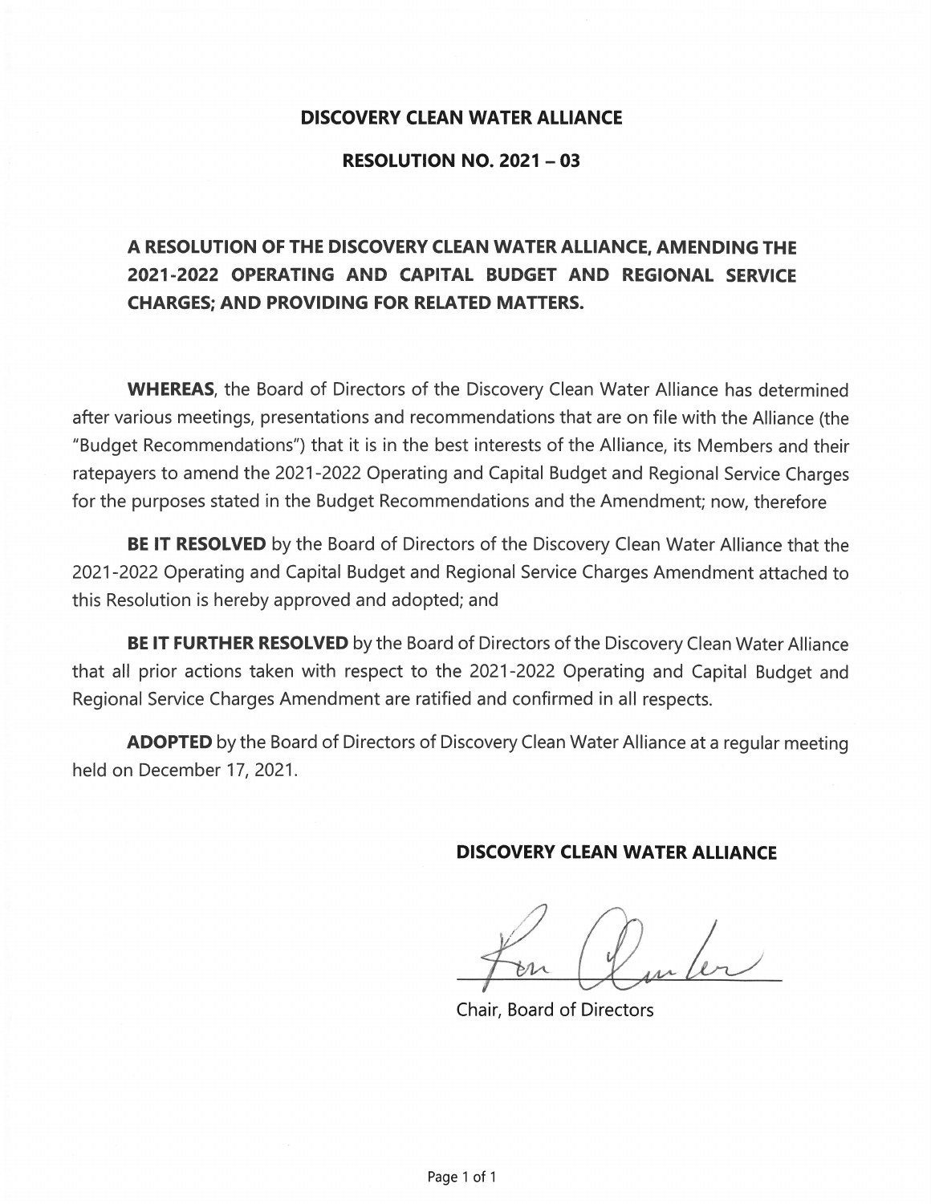# DISCOVERY CLEAN WATER ALLIANCE

## RESOLUTION NO. 2021 – 03

### A RESOLUTION OF THE DISCOVERY CLEAN WATER ALLIANCE, AMENDING THE 2021-2022 OPERATING AND CAPITAL BUDGET AND REGIONAL SERVICE CHARGES; AND PROVIDING FOR RELATED MATTERS.

**WHEREAS**, the Board of Directors of the Discovery Clean Water Alliance has determined after various meetings, presentations and recommendations that are on file with the Alliance (the "Budget Recommendations") that it is in the best interests of the Alliance, its Members and their ratepayers to amend the 2021-2022 Operating and Capital Budget and Regional Service Charges for the purposes stated in the Budget Recommendations and the Amendment; now, therefore

**BE IT RESOLVED** by the Board of Directors of the Discovery Clean Water Alliance that the 2021-2022 Operating and Capital Budget and Regional Service Charges Amendment attached to this Resolution is hereby approved and adopted; and

**BE IT FURTHER RESOLVED** by the Board of Directors of the Discovery Clean Water Alliance that all prior actions taken with respect to the 2021-2022 Operating and Capital Budget and Regional Service Charges Amendment are ratified and confirmed in all respects.

**ADOPTED** by the Board of Directors of Discovery Clean Water Alliance at a regular meeting held on December 17, 2021.

**DISCOVERY CLEAN WATER ALLIANCE**

Chair, Board of Directors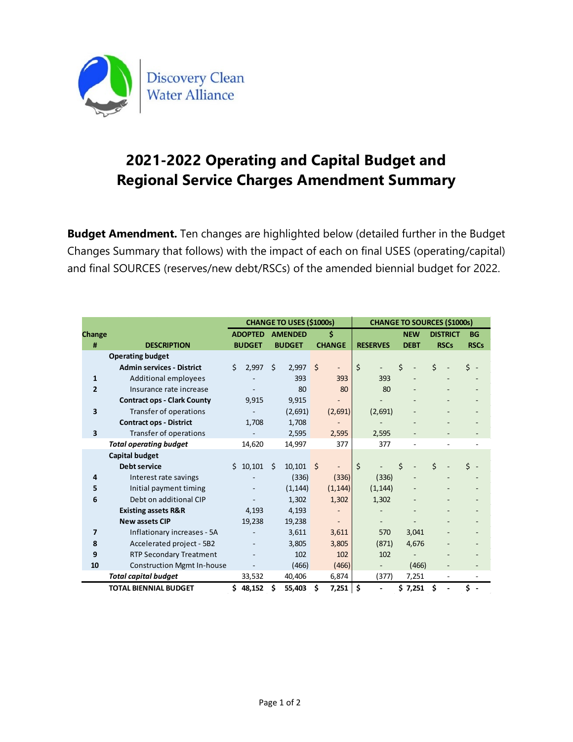Discovery Clean Water Alliance

# 2021-2022 Operating and Capital Budget and Regional Service Charges Amendment Summary

**Budget Amendment.** Ten changes are highlighted below (detailed further in the Budget Changes Summary that follows) with the impact of each on final USES (operating/capital) and final SOURCES (reserves/new debt/RSCs) of the amended biennial budget for 2022.

| Change # | DESCRIPTION | CHANGE TO USES ($1000s) ADOPTED BUDGET | AMENDED BUDGET | $ CHANGE | CHANGE TO SOURCES ($1000s) RESERVES | NEW DEBT | DISTRICT RSCs | BG RSCs |
|---|---|---|---|---|---|---|---|---|
| | **Operating budget** | | | | | | | |
| | **Admin services - District** | $ 2,997 | $ 2,997 | $ - | $ - | $ - | $ - | $ - |
| 1 | Additional employees | - | 393 | 393 | 393 | - | - | - |
| 2 | Insurance rate increase | - | 80 | 80 | 80 | - | - | - |
| | **Contract ops - Clark County** | 9,915 | 9,915 | - | - | - | - | - |
| 3 | Transfer of operations | - | (2,691) | (2,691) | (2,691) | - | - | - |
| | **Contract ops - District** | 1,708 | 1,708 | - | - | - | - | - |
| 3 | Transfer of operations | - | 2,595 | 2,595 | 2,595 | - | - | - |
| | ***Total operating budget*** | 14,620 | 14,997 | 377 | 377 | - | - | - |
| | **Capital budget** | | | | | | | |
| | **Debt service** | $ 10,101 | $ 10,101 | $ - | $ - | $ - | $ - | $ - |
| 4 | Interest rate savings | - | (336) | (336) | (336) | - | - | - |
| 5 | Initial payment timing | - | (1,144) | (1,144) | (1,144) | - | - | - |
| 6 | Debt on additional CIP | - | 1,302 | 1,302 | 1,302 | - | - | - |
| | **Existing assets R&R** | 4,193 | 4,193 | - | - | - | - | - |
| | **New assets CIP** | 19,238 | 19,238 | - | - | - | - | - |
| 7 | Inflationary increases - 5A | - | 3,611 | 3,611 | 570 | 3,041 | - | - |
| 8 | Accelerated project - 5B2 | - | 3,805 | 3,805 | (871) | 4,676 | - | - |
| 9 | RTP Secondary Treatment | - | 102 | 102 | 102 | - | - | - |
| 10 | Construction Mgmt In-house | - | (466) | (466) | - | (466) | - | - |
| | ***Total capital budget*** | 33,532 | 40,406 | 6,874 | (377) | 7,251 | - | - |
| | **TOTAL BIENNIAL BUDGET** | **$ 48,152** | **$ 55,403** | **$ 7,251** | **$ -** | **$ 7,251** | **$ -** | **$ -** |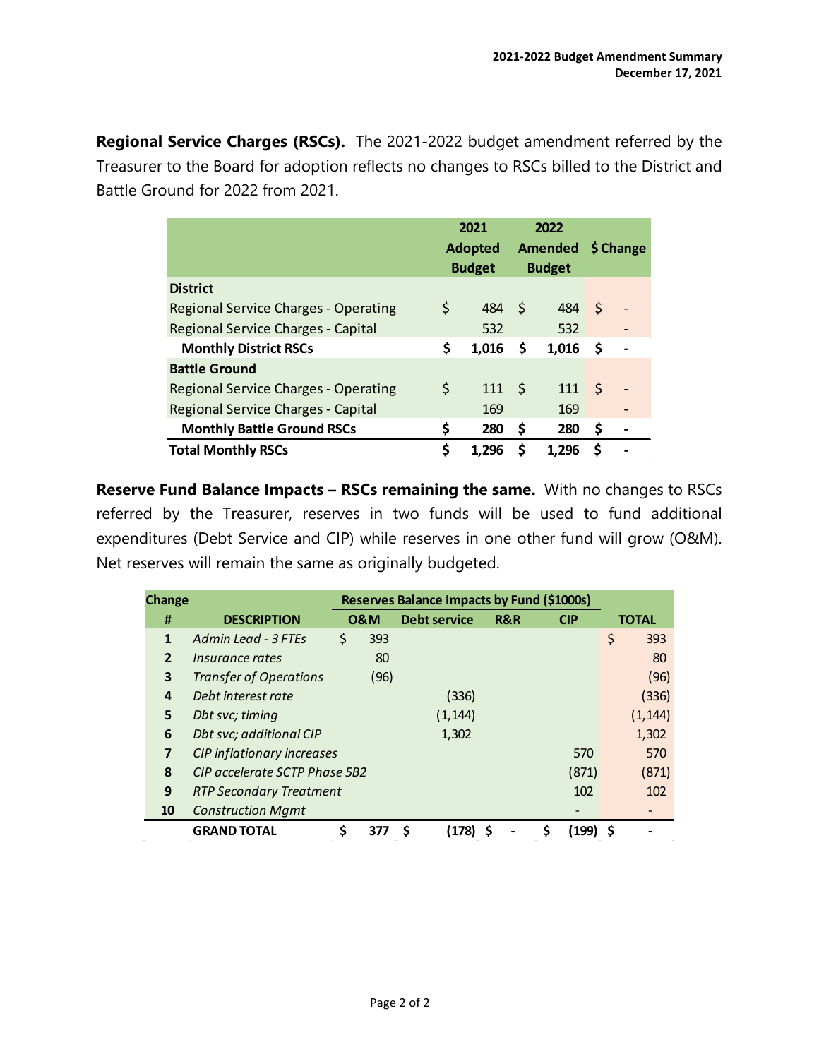**Regional Service Charges (RSCs).** The 2021-2022 budget amendment referred by the Treasurer to the Board for adoption reflects no changes to RSCs billed to the District and Battle Ground for 2022 from 2021.

| | 2021 Adopted Budget | 2022 Amended Budget | $ Change |
|---|---|---|---|
| **District** | | | |
| Regional Service Charges - Operating | $ 484 | $ 484 | $ - |
| Regional Service Charges - Capital | 532 | 532 | - |
| **Monthly District RSCs** | **$ 1,016** | **$ 1,016** | **$ -** |
| **Battle Ground** | | | |
| Regional Service Charges - Operating | $ 111 | $ 111 | $ - |
| Regional Service Charges - Capital | 169 | 169 | - |
| **Monthly Battle Ground RSCs** | **$ 280** | **$ 280** | **$ -** |
| **Total Monthly RSCs** | **$ 1,296** | **$ 1,296** | **$ -** |

**Reserve Fund Balance Impacts – RSCs remaining the same.** With no changes to RSCs referred by the Treasurer, reserves in two funds will be used to fund additional expenditures (Debt Service and CIP) while reserves in one other fund will grow (O&M). Net reserves will remain the same as originally budgeted.

| Change | | Reserves Balance Impacts by Fund ($1000s) | | | | |
|---|---|---|---|---|---|---|
| **#** | **DESCRIPTION** | **O&M** | **Debt service** | **R&R** | **CIP** | **TOTAL** |
| **1** | *Admin Lead - 3 FTEs* | $ 393 | | | | $ 393 |
| **2** | *Insurance rates* | 80 | | | | 80 |
| **3** | *Transfer of Operations* | (96) | | | | (96) |
| **4** | *Debt interest rate* | | (336) | | | (336) |
| **5** | *Dbt svc; timing* | | (1,144) | | | (1,144) |
| **6** | *Dbt svc; additional CIP* | | 1,302 | | | 1,302 |
| **7** | *CIP inflationary increases* | | | | 570 | 570 |
| **8** | *CIP accelerate SCTP Phase 5B2* | | | | (871) | (871) |
| **9** | *RTP Secondary Treatment* | | | | 102 | 102 |
| **10** | *Construction Mgmt* | | | | - | - |
| | **GRAND TOTAL** | **$ 377** | **$ (178)** | **$ -** | **$ (199)** | **$ -** |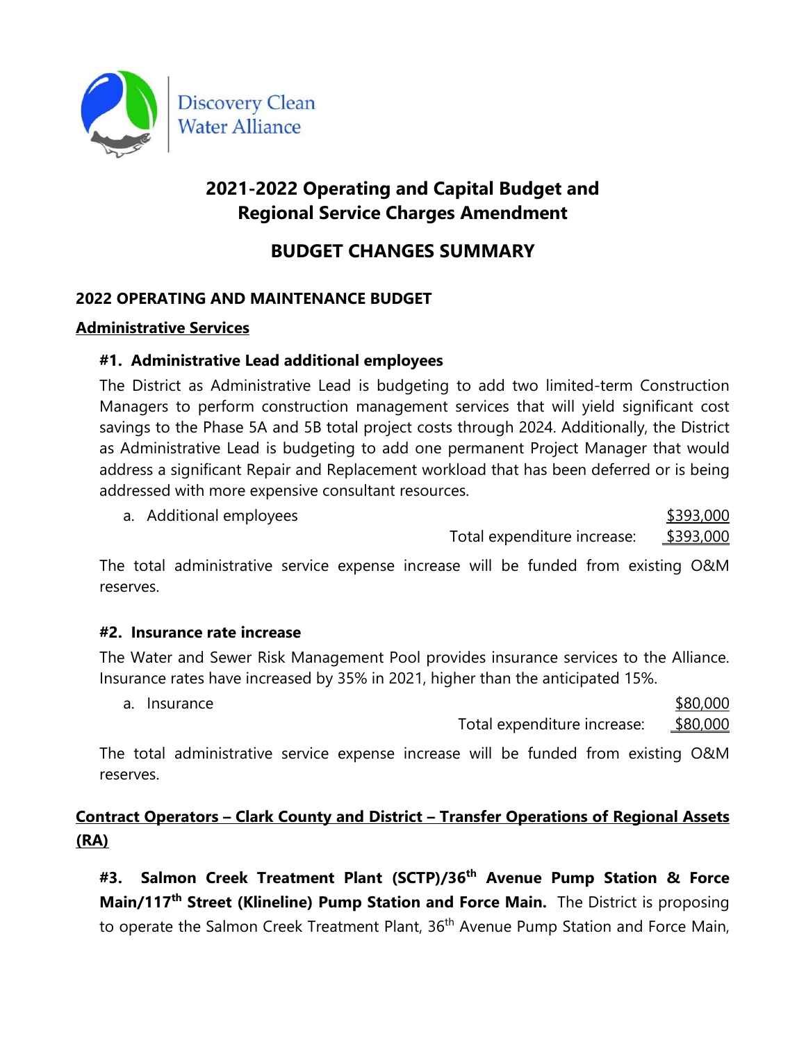Discovery Clean Water Alliance

# 2021-2022 Operating and Capital Budget and Regional Service Charges Amendment

## BUDGET CHANGES SUMMARY

### 2022 OPERATING AND MAINTENANCE BUDGET

**Administrative Services**

#### #1. Administrative Lead additional employees

The District as Administrative Lead is budgeting to add two limited-term Construction Managers to perform construction management services that will yield significant cost savings to the Phase 5A and 5B total project costs through 2024. Additionally, the District as Administrative Lead is budgeting to add one permanent Project Manager that would address a significant Repair and Replacement workload that has been deferred or is being addressed with more expensive consultant resources.

| | |
|---|---|
| a. Additional employees | $393,000 |
| Total expenditure increase: | $393,000 |

The total administrative service expense increase will be funded from existing O&M reserves.

#### #2. Insurance rate increase

The Water and Sewer Risk Management Pool provides insurance services to the Alliance. Insurance rates have increased by 35% in 2021, higher than the anticipated 15%.

| | |
|---|---|
| a. Insurance | $80,000 |
| Total expenditure increase: | $80,000 |

The total administrative service expense increase will be funded from existing O&M reserves.

**Contract Operators – Clark County and District – Transfer Operations of Regional Assets (RA)**

**#3. Salmon Creek Treatment Plant (SCTP)/36th Avenue Pump Station & Force Main/117th Street (Klineline) Pump Station and Force Main.** The District is proposing to operate the Salmon Creek Treatment Plant, 36th Avenue Pump Station and Force Main,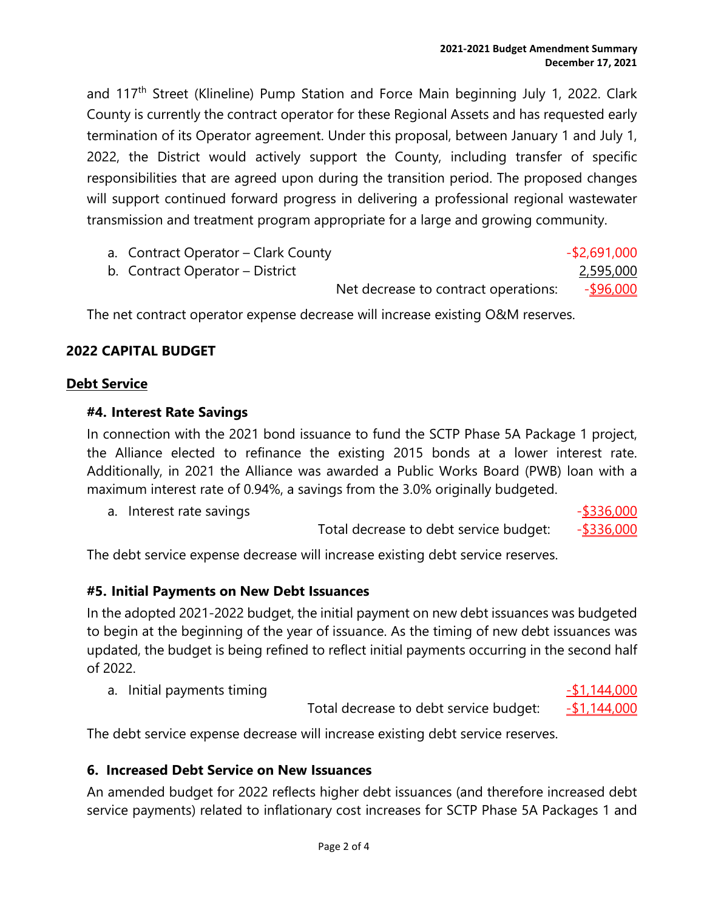and 117th Street (Klineline) Pump Station and Force Main beginning July 1, 2022. Clark County is currently the contract operator for these Regional Assets and has requested early termination of its Operator agreement. Under this proposal, between January 1 and July 1, 2022, the District would actively support the County, including transfer of specific responsibilities that are agreed upon during the transition period. The proposed changes will support continued forward progress in delivering a professional regional wastewater transmission and treatment program appropriate for a large and growing community.

| | |
|---|---|
| a. Contract Operator – Clark County | -$2,691,000 |
| b. Contract Operator – District | 2,595,000 |
| Net decrease to contract operations: | -$96,000 |

The net contract operator expense decrease will increase existing O&M reserves.

## 2022 CAPITAL BUDGET

### Debt Service

#### #4. Interest Rate Savings

In connection with the 2021 bond issuance to fund the SCTP Phase 5A Package 1 project, the Alliance elected to refinance the existing 2015 bonds at a lower interest rate. Additionally, in 2021 the Alliance was awarded a Public Works Board (PWB) loan with a maximum interest rate of 0.94%, a savings from the 3.0% originally budgeted.

| | |
|---|---|
| a. Interest rate savings | -$336,000 |
| Total decrease to debt service budget: | -$336,000 |

The debt service expense decrease will increase existing debt service reserves.

#### #5. Initial Payments on New Debt Issuances

In the adopted 2021-2022 budget, the initial payment on new debt issuances was budgeted to begin at the beginning of the year of issuance. As the timing of new debt issuances was updated, the budget is being refined to reflect initial payments occurring in the second half of 2022.

| | |
|---|---|
| a. Initial payments timing | -$1,144,000 |
| Total decrease to debt service budget: | -$1,144,000 |

The debt service expense decrease will increase existing debt service reserves.

#### 6. Increased Debt Service on New Issuances

An amended budget for 2022 reflects higher debt issuances (and therefore increased debt service payments) related to inflationary cost increases for SCTP Phase 5A Packages 1 and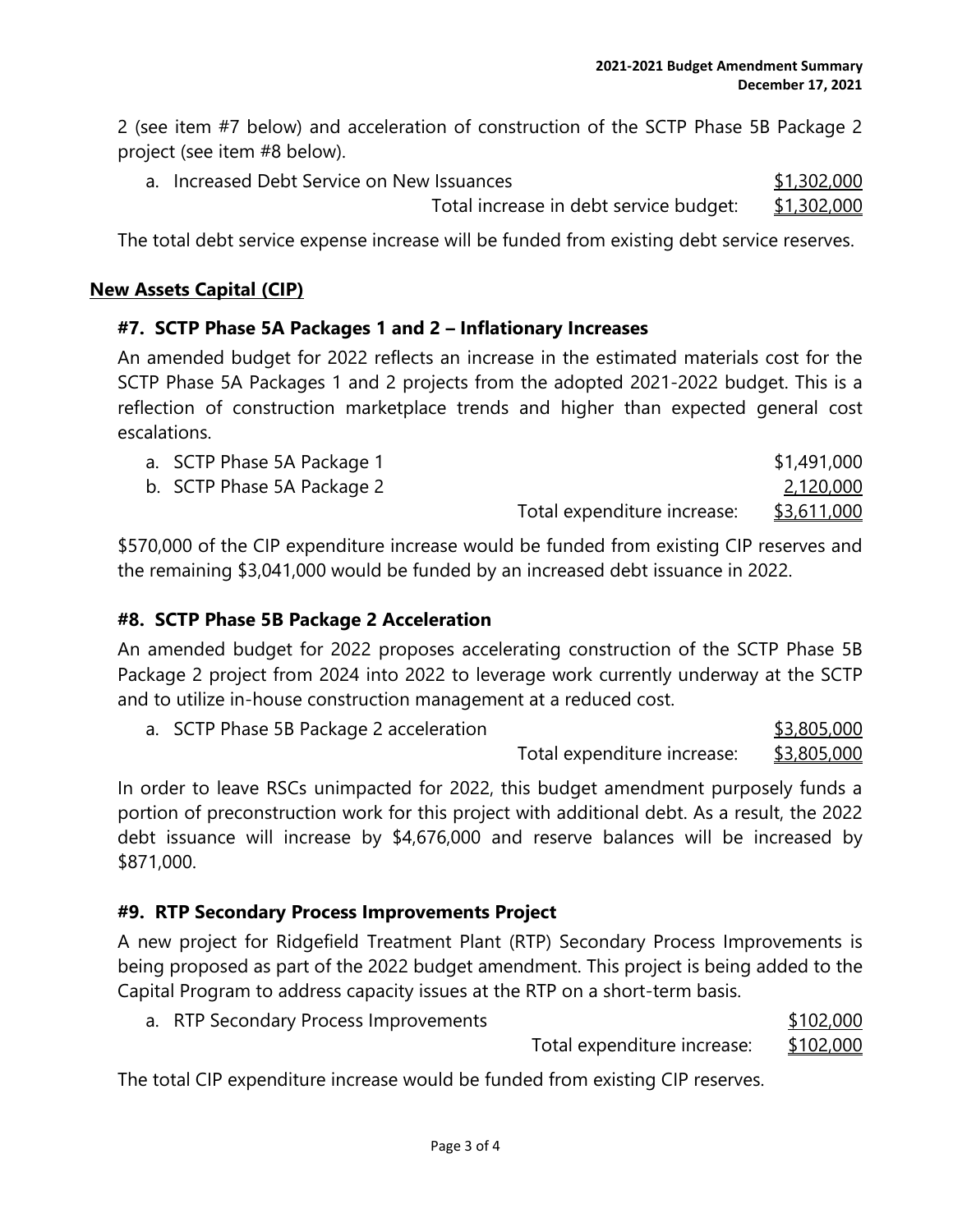2 (see item #7 below) and acceleration of construction of the SCTP Phase 5B Package 2 project (see item #8 below).

| | |
|---|---|
| a. Increased Debt Service on New Issuances | $1,302,000 |
| Total increase in debt service budget: | $1,302,000 |

The total debt service expense increase will be funded from existing debt service reserves.

## New Assets Capital (CIP)

### #7. SCTP Phase 5A Packages 1 and 2 – Inflationary Increases

An amended budget for 2022 reflects an increase in the estimated materials cost for the SCTP Phase 5A Packages 1 and 2 projects from the adopted 2021-2022 budget. This is a reflection of construction marketplace trends and higher than expected general cost escalations.

| | |
|---|---|
| a. SCTP Phase 5A Package 1 | $1,491,000 |
| b. SCTP Phase 5A Package 2 | 2,120,000 |
| Total expenditure increase: | $3,611,000 |

$570,000 of the CIP expenditure increase would be funded from existing CIP reserves and the remaining $3,041,000 would be funded by an increased debt issuance in 2022.

### #8. SCTP Phase 5B Package 2 Acceleration

An amended budget for 2022 proposes accelerating construction of the SCTP Phase 5B Package 2 project from 2024 into 2022 to leverage work currently underway at the SCTP and to utilize in-house construction management at a reduced cost.

| | |
|---|---|
| a. SCTP Phase 5B Package 2 acceleration | $3,805,000 |
| Total expenditure increase: | $3,805,000 |

In order to leave RSCs unimpacted for 2022, this budget amendment purposely funds a portion of preconstruction work for this project with additional debt. As a result, the 2022 debt issuance will increase by $4,676,000 and reserve balances will be increased by $871,000.

### #9. RTP Secondary Process Improvements Project

A new project for Ridgefield Treatment Plant (RTP) Secondary Process Improvements is being proposed as part of the 2022 budget amendment. This project is being added to the Capital Program to address capacity issues at the RTP on a short-term basis.

| | |
|---|---|
| a. RTP Secondary Process Improvements | $102,000 |
| Total expenditure increase: | $102,000 |

The total CIP expenditure increase would be funded from existing CIP reserves.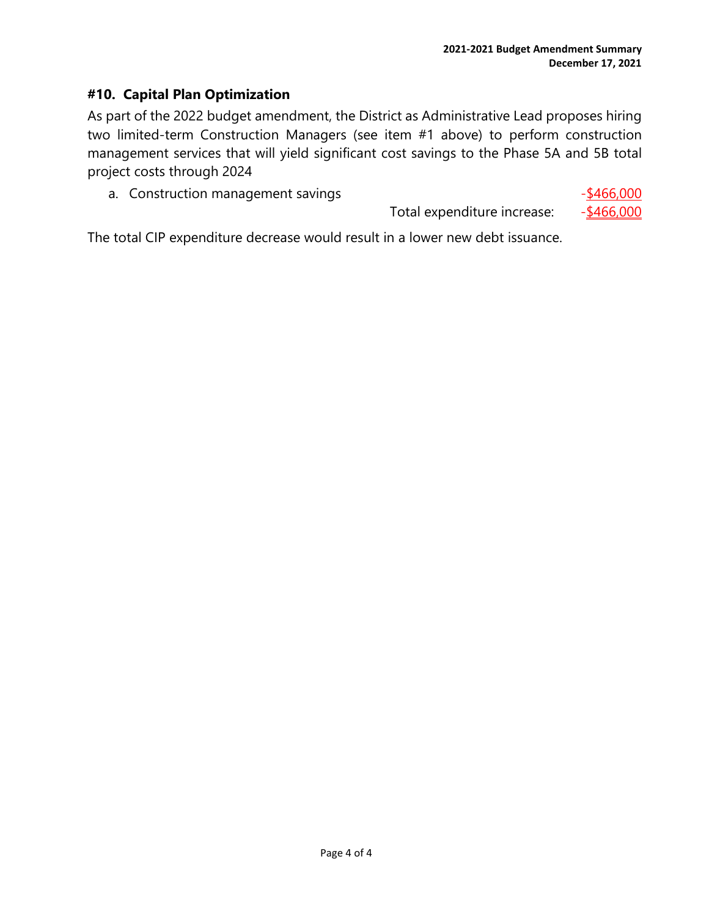### #10. Capital Plan Optimization

As part of the 2022 budget amendment, the District as Administrative Lead proposes hiring two limited-term Construction Managers (see item #1 above) to perform construction management services that will yield significant cost savings to the Phase 5A and 5B total project costs through 2024

| | | |
|---|---|---|
| a. Construction management savings | | -$466,000 |
| | Total expenditure increase: | -$466,000 |

The total CIP expenditure decrease would result in a lower new debt issuance.